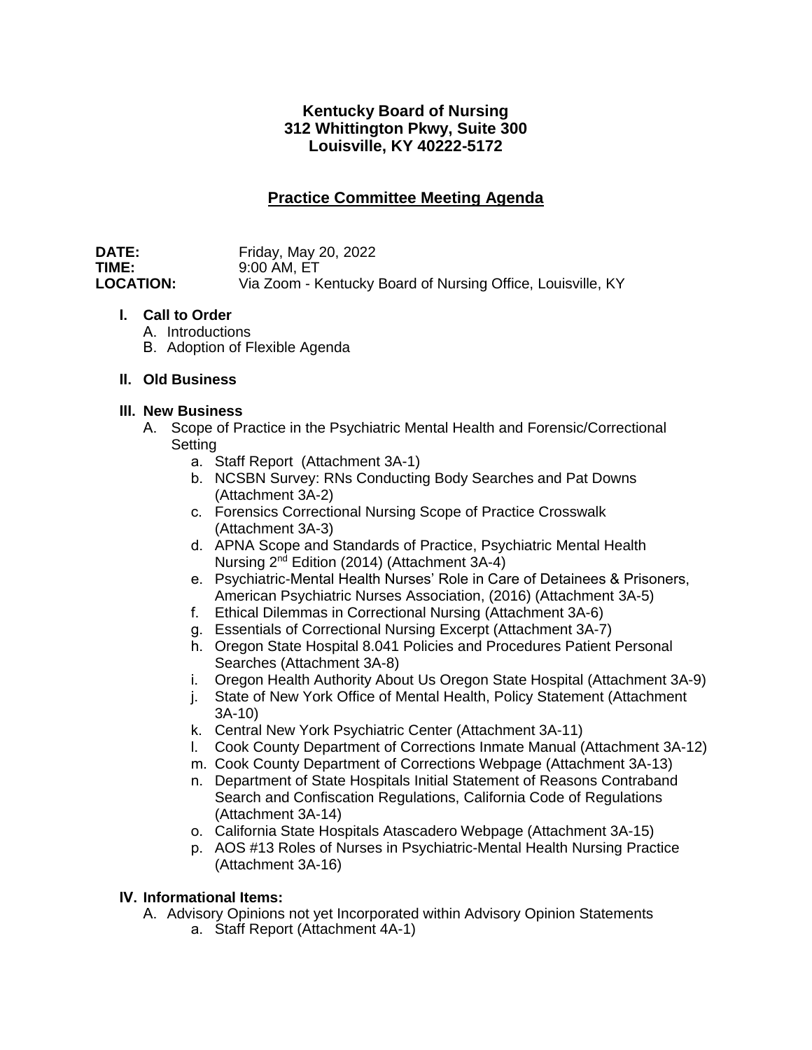**Kentucky Board of Nursing**
**312 Whittington Pkwy, Suite 300**
**Louisville, KY 40222-5172**

## Practice Committee Meeting Agenda

**DATE:** Friday, May 20, 2022
**TIME:** 9:00 AM, ET
**LOCATION:** Via Zoom - Kentucky Board of Nursing Office, Louisville, KY

**I. Call to Order**

A. Introductions
B. Adoption of Flexible Agenda

**II. Old Business**

**III. New Business**

A. Scope of Practice in the Psychiatric Mental Health and Forensic/Correctional Setting

a. Staff Report (Attachment 3A-1)
b. NCSBN Survey: RNs Conducting Body Searches and Pat Downs (Attachment 3A-2)
c. Forensics Correctional Nursing Scope of Practice Crosswalk (Attachment 3A-3)
d. APNA Scope and Standards of Practice, Psychiatric Mental Health Nursing 2nd Edition (2014) (Attachment 3A-4)
e. Psychiatric-Mental Health Nurses' Role in Care of Detainees & Prisoners, American Psychiatric Nurses Association, (2016) (Attachment 3A-5)
f. Ethical Dilemmas in Correctional Nursing (Attachment 3A-6)
g. Essentials of Correctional Nursing Excerpt (Attachment 3A-7)
h. Oregon State Hospital 8.041 Policies and Procedures Patient Personal Searches (Attachment 3A-8)
i. Oregon Health Authority About Us Oregon State Hospital (Attachment 3A-9)
j. State of New York Office of Mental Health, Policy Statement (Attachment 3A-10)
k. Central New York Psychiatric Center (Attachment 3A-11)
l. Cook County Department of Corrections Inmate Manual (Attachment 3A-12)
m. Cook County Department of Corrections Webpage (Attachment 3A-13)
n. Department of State Hospitals Initial Statement of Reasons Contraband Search and Confiscation Regulations, California Code of Regulations (Attachment 3A-14)
o. California State Hospitals Atascadero Webpage (Attachment 3A-15)
p. AOS #13 Roles of Nurses in Psychiatric-Mental Health Nursing Practice (Attachment 3A-16)

**IV. Informational Items:**

A. Advisory Opinions not yet Incorporated within Advisory Opinion Statements

a. Staff Report (Attachment 4A-1)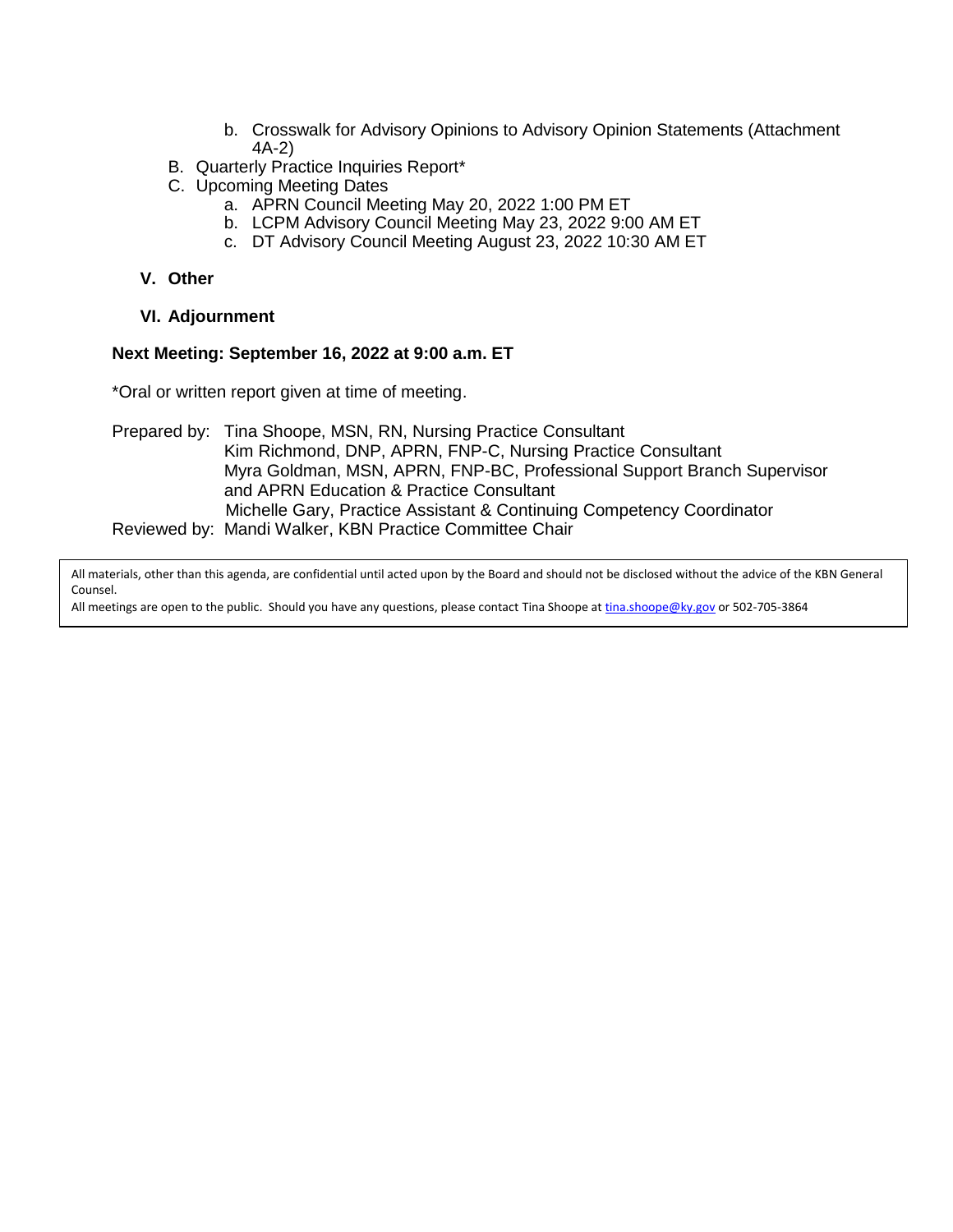b. Crosswalk for Advisory Opinions to Advisory Opinion Statements (Attachment 4A-2)

B. Quarterly Practice Inquiries Report*

C. Upcoming Meeting Dates
   a. APRN Council Meeting May 20, 2022 1:00 PM ET
   b. LCPM Advisory Council Meeting May 23, 2022 9:00 AM ET
   c. DT Advisory Council Meeting August 23, 2022 10:30 AM ET

**V. Other**

**VI. Adjournment**

**Next Meeting: September 16, 2022 at 9:00 a.m. ET**

*Oral or written report given at time of meeting.

Prepared by: Tina Shoope, MSN, RN, Nursing Practice Consultant
Kim Richmond, DNP, APRN, FNP-C, Nursing Practice Consultant
Myra Goldman, MSN, APRN, FNP-BC, Professional Support Branch Supervisor and APRN Education & Practice Consultant
Michelle Gary, Practice Assistant & Continuing Competency Coordinator

Reviewed by: Mandi Walker, KBN Practice Committee Chair

All materials, other than this agenda, are confidential until acted upon by the Board and should not be disclosed without the advice of the KBN General Counsel.
All meetings are open to the public. Should you have any questions, please contact Tina Shoope at tina.shoope@ky.gov or 502-705-3864